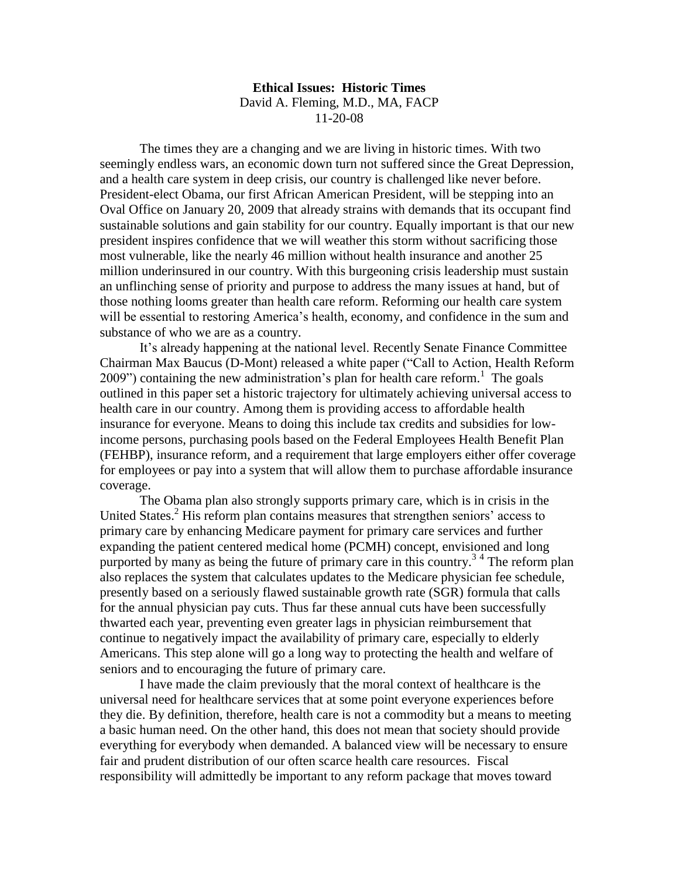**Ethical Issues: Historic Times**

David A. Fleming, M.D., MA, FACP

11-20-08

The times they are a changing and we are living in historic times. With two seemingly endless wars, an economic down turn not suffered since the Great Depression, and a health care system in deep crisis, our country is challenged like never before. President-elect Obama, our first African American President, will be stepping into an Oval Office on January 20, 2009 that already strains with demands that its occupant find sustainable solutions and gain stability for our country. Equally important is that our new president inspires confidence that we will weather this storm without sacrificing those most vulnerable, like the nearly 46 million without health insurance and another 25 million underinsured in our country. With this burgeoning crisis leadership must sustain an unflinching sense of priority and purpose to address the many issues at hand, but of those nothing looms greater than health care reform. Reforming our health care system will be essential to restoring America's health, economy, and confidence in the sum and substance of who we are as a country.

It's already happening at the national level. Recently Senate Finance Committee Chairman Max Baucus (D-Mont) released a white paper ("Call to Action, Health Reform 2009") containing the new administration's plan for health care reform.[1] The goals outlined in this paper set a historic trajectory for ultimately achieving universal access to health care in our country. Among them is providing access to affordable health insurance for everyone. Means to doing this include tax credits and subsidies for low-income persons, purchasing pools based on the Federal Employees Health Benefit Plan (FEHBP), insurance reform, and a requirement that large employers either offer coverage for employees or pay into a system that will allow them to purchase affordable insurance coverage.

The Obama plan also strongly supports primary care, which is in crisis in the United States.[2] His reform plan contains measures that strengthen seniors' access to primary care by enhancing Medicare payment for primary care services and further expanding the patient centered medical home (PCMH) concept, envisioned and long purported by many as being the future of primary care in this country.[3,4] The reform plan also replaces the system that calculates updates to the Medicare physician fee schedule, presently based on a seriously flawed sustainable growth rate (SGR) formula that calls for the annual physician pay cuts. Thus far these annual cuts have been successfully thwarted each year, preventing even greater lags in physician reimbursement that continue to negatively impact the availability of primary care, especially to elderly Americans. This step alone will go a long way to protecting the health and welfare of seniors and to encouraging the future of primary care.

I have made the claim previously that the moral context of healthcare is the universal need for healthcare services that at some point everyone experiences before they die. By definition, therefore, health care is not a commodity but a means to meeting a basic human need. On the other hand, this does not mean that society should provide everything for everybody when demanded. A balanced view will be necessary to ensure fair and prudent distribution of our often scarce health care resources. Fiscal responsibility will admittedly be important to any reform package that moves toward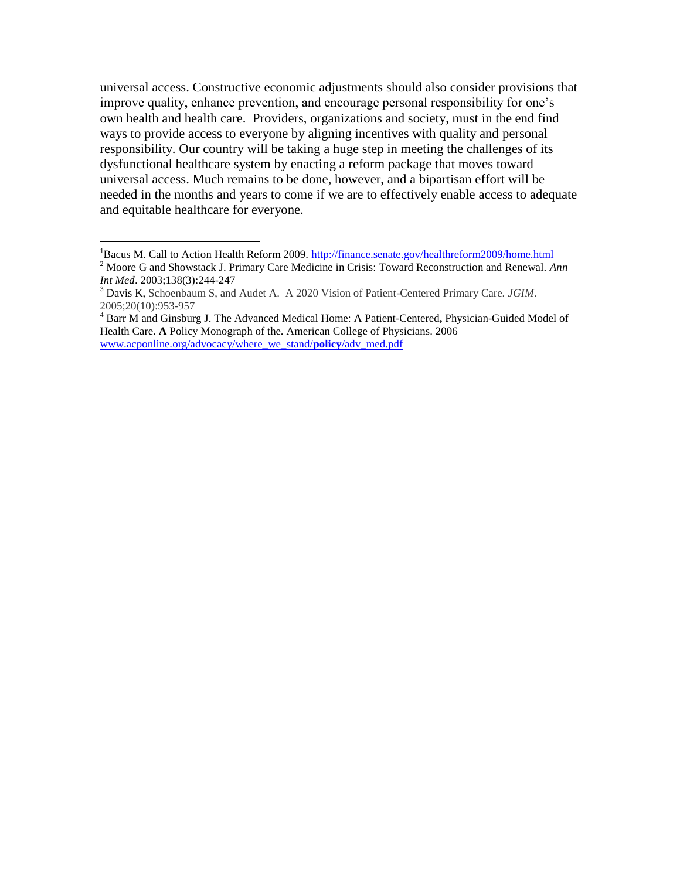universal access. Constructive economic adjustments should also consider provisions that improve quality, enhance prevention, and encourage personal responsibility for one's own health and health care. Providers, organizations and society, must in the end find ways to provide access to everyone by aligning incentives with quality and personal responsibility. Our country will be taking a huge step in meeting the challenges of its dysfunctional healthcare system by enacting a reform package that moves toward universal access. Much remains to be done, however, and a bipartisan effort will be needed in the months and years to come if we are to effectively enable access to adequate and equitable healthcare for everyone.

---

[1] Bacus M. Call to Action Health Reform 2009. http://finance.senate.gov/healthreform2009/home.html

[2] Moore G and Showstack J. Primary Care Medicine in Crisis: Toward Reconstruction and Renewal. *Ann Int Med*. 2003;138(3):244-247

[3] Davis K, Schoenbaum S, and Audet A. A 2020 Vision of Patient-Centered Primary Care. *JGIM*. 2005;20(10):953-957

[4] Barr M and Ginsburg J. The Advanced Medical Home: A Patient-Centered**,** Physician-Guided Model of Health Care. **A** Policy Monograph of the. American College of Physicians. 2006 www.acponline.org/advocacy/where_we_stand/**policy**/adv_med.pdf